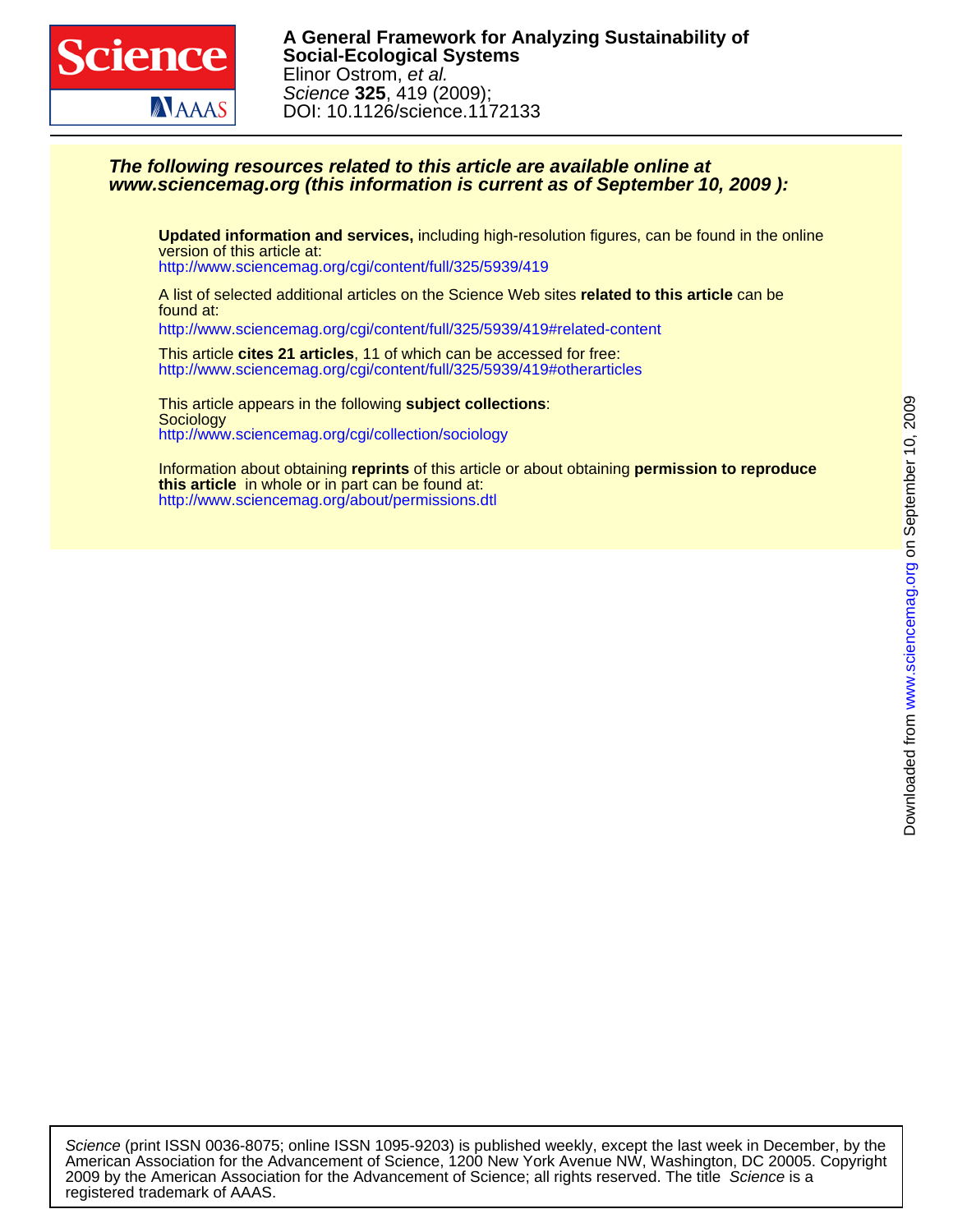**A General Framework for Analyzing Sustainability of Social-Ecological Systems**

Elinor Ostrom, *et al.*

*Science* **325**, 419 (2009);

DOI: 10.1126/science.1172133

***The following resources related to this article are available online at www.sciencemag.org (this information is current as of September 10, 2009 ):***

**Updated information and services,** including high-resolution figures, can be found in the online version of this article at:
http://www.sciencemag.org/cgi/content/full/325/5939/419

A list of selected additional articles on the Science Web sites **related to this article** can be found at:
http://www.sciencemag.org/cgi/content/full/325/5939/419#related-content

This article **cites 21 articles**, 11 of which can be accessed for free:
http://www.sciencemag.org/cgi/content/full/325/5939/419#otherarticles

This article appears in the following **subject collections**:
Sociology
http://www.sciencemag.org/cgi/collection/sociology

Information about obtaining **reprints** of this article or about obtaining **permission to reproduce this article** in whole or in part can be found at:
http://www.sciencemag.org/about/permissions.dtl

*Science* (print ISSN 0036-8075; online ISSN 1095-9203) is published weekly, except the last week in December, by the American Association for the Advancement of Science, 1200 New York Avenue NW, Washington, DC 20005. Copyright 2009 by the American Association for the Advancement of Science; all rights reserved. The title *Science* is a registered trademark of AAAS.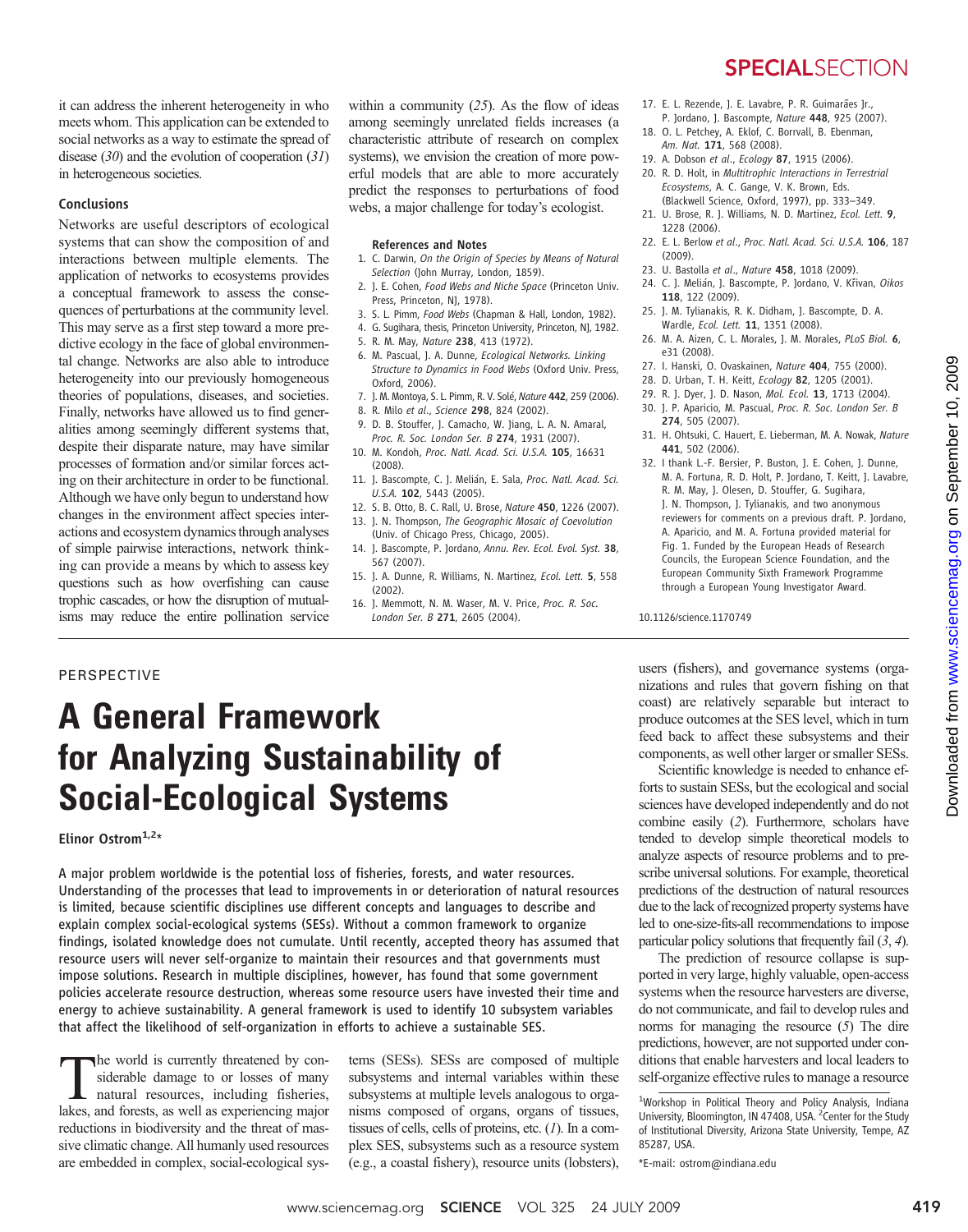it can address the inherent heterogeneity in who meets whom. This application can be extended to social networks as a way to estimate the spread of disease (*30*) and the evolution of cooperation (*31*) in heterogeneous societies.

### Conclusions

Networks are useful descriptors of ecological systems that can show the composition of and interactions between multiple elements. The application of networks to ecosystems provides a conceptual framework to assess the consequences of perturbations at the community level. This may serve as a first step toward a more predictive ecology in the face of global environmental change. Networks are also able to introduce heterogeneity into our previously homogeneous theories of populations, diseases, and societies. Finally, networks have allowed us to find generalities among seemingly different systems that, despite their disparate nature, may have similar processes of formation and/or similar forces acting on their architecture in order to be functional. Although we have only begun to understand how changes in the environment affect species interactions and ecosystem dynamics through analyses of simple pairwise interactions, network thinking can provide a means by which to assess key questions such as how overfishing can cause trophic cascades, or how the disruption of mutualisms may reduce the entire pollination service within a community (*25*). As the flow of ideas among seemingly unrelated fields increases (a characteristic attribute of research on complex systems), we envision the creation of more powerful models that are able to more accurately predict the responses to perturbations of food webs, a major challenge for today's ecologist.

#### References and Notes

1. C. Darwin, *On the Origin of Species by Means of Natural Selection* (John Murray, London, 1859).
2. J. E. Cohen, *Food Webs and Niche Space* (Princeton Univ. Press, Princeton, NJ, 1978).
3. S. L. Pimm, *Food Webs* (Chapman & Hall, London, 1982).
4. G. Sugihara, thesis, Princeton University, Princeton, NJ, 1982.
5. R. M. May, *Nature* **238**, 413 (1972).
6. M. Pascual, J. A. Dunne, *Ecological Networks. Linking Structure to Dynamics in Food Webs* (Oxford Univ. Press, Oxford, 2006).
7. J. M. Montoya, S. L. Pimm, R. V. Solé, *Nature* **442**, 259 (2006).
8. R. Milo *et al.*, *Science* **298**, 824 (2002).
9. D. B. Stouffer, J. Camacho, W. Jiang, L. A. N. Amaral, *Proc. R. Soc. London Ser. B* **274**, 1931 (2007).
10. M. Kondoh, *Proc. Natl. Acad. Sci. U.S.A.* **105**, 16631 (2008).
11. J. Bascompte, C. J. Melián, E. Sala, *Proc. Natl. Acad. Sci. U.S.A.* **102**, 5443 (2005).
12. S. B. Otto, B. C. Rall, U. Brose, *Nature* **450**, 1226 (2007).
13. J. N. Thompson, *The Geographic Mosaic of Coevolution* (Univ. of Chicago Press, Chicago, 2005).
14. J. Bascompte, P. Jordano, *Annu. Rev. Ecol. Evol. Syst.* **38**, 567 (2007).
15. J. A. Dunne, R. Williams, N. Martinez, *Ecol. Lett.* **5**, 558 (2002).
16. J. Memmott, N. M. Waser, M. V. Price, *Proc. R. Soc. London Ser. B* **271**, 2605 (2004).
17. E. L. Rezende, J. E. Lavabre, P. R. Guimarães Jr., P. Jordano, J. Bascompte, *Nature* **448**, 925 (2007).
18. O. L. Petchey, A. Eklof, C. Borrvall, B. Ebenman, *Am. Nat.* **171**, 568 (2008).
19. A. Dobson *et al.*, *Ecology* **87**, 1915 (2006).
20. R. D. Holt, in *Multitrophic Interactions in Terrestrial Ecosystems*, A. C. Gange, V. K. Brown, Eds. (Blackwell Science, Oxford, 1997), pp. 333–349.
21. U. Brose, R. J. Williams, N. D. Martinez, *Ecol. Lett.* **9**, 1228 (2006).
22. E. L. Berlow *et al.*, *Proc. Natl. Acad. Sci. U.S.A.* **106**, 187 (2009).
23. U. Bastolla *et al.*, *Nature* **458**, 1018 (2009).
24. C. J. Melián, J. Bascompte, P. Jordano, V. Křivan, *Oikos* **118**, 122 (2009).
25. J. M. Tylianakis, R. K. Didham, J. Bascompte, D. A. Wardle, *Ecol. Lett.* **11**, 1351 (2008).
26. M. A. Aizen, C. L. Morales, J. M. Morales, *PLoS Biol.* **6**, e31 (2008).
27. I. Hanski, O. Ovaskainen, *Nature* **404**, 755 (2000).
28. D. Urban, T. H. Keitt, *Ecology* **82**, 1205 (2001).
29. R. J. Dyer, J. D. Nason, *Mol. Ecol.* **13**, 1713 (2004).
30. J. P. Aparicio, M. Pascual, *Proc. R. Soc. London Ser. B* **274**, 505 (2007).
31. H. Ohtsuki, C. Hauert, E. Lieberman, M. A. Nowak, *Nature* **441**, 502 (2006).
32. I thank L.-F. Bersier, P. Buston, J. E. Cohen, J. Dunne, M. A. Fortuna, R. D. Holt, P. Jordano, T. Keitt, J. Lavabre, R. M. May, J. Olesen, D. Stouffer, G. Sugihara, J. N. Thompson, J. Tylianakis, and two anonymous reviewers for comments on a previous draft. P. Jordano, A. Aparicio, and M. A. Fortuna provided material for Fig. 1. Funded by the European Heads of Research Councils, the European Science Foundation, and the European Community Sixth Framework Programme through a European Young Investigator Award.

10.1126/science.1170749

---

PERSPECTIVE

# A General Framework for Analyzing Sustainability of Social-Ecological Systems

**Elinor Ostrom**[1,2]*

**A major problem worldwide is the potential loss of fisheries, forests, and water resources. Understanding of the processes that lead to improvements in or deterioration of natural resources is limited, because scientific disciplines use different concepts and languages to describe and explain complex social-ecological systems (SESs). Without a common framework to organize findings, isolated knowledge does not cumulate. Until recently, accepted theory has assumed that resource users will never self-organize to maintain their resources and that governments must impose solutions. Research in multiple disciplines, however, has found that some government policies accelerate resource destruction, whereas some resource users have invested their time and energy to achieve sustainability. A general framework is used to identify 10 subsystem variables that affect the likelihood of self-organization in efforts to achieve a sustainable SES.**

The world is currently threatened by considerable damage to or losses of many natural resources, including fisheries, lakes, and forests, as well as experiencing major reductions in biodiversity and the threat of massive climatic change. All humanly used resources are embedded in complex, social-ecological systems (SESs). SESs are composed of multiple subsystems and internal variables within these subsystems at multiple levels analogous to organisms composed of organs, organs of tissues, tissues of cells, cells of proteins, etc. (*1*). In a complex SES, subsystems such as a resource system (e.g., a coastal fishery), resource units (lobsters), users (fishers), and governance systems (organizations and rules that govern fishing on that coast) are relatively separable but interact to produce outcomes at the SES level, which in turn feed back to affect these subsystems and their components, as well other larger or smaller SESs.

Scientific knowledge is needed to enhance efforts to sustain SESs, but the ecological and social sciences have developed independently and do not combine easily (*2*). Furthermore, scholars have tended to develop simple theoretical models to analyze aspects of resource problems and to prescribe universal solutions. For example, theoretical predictions of the destruction of natural resources due to the lack of recognized property systems have led to one-size-fits-all recommendations to impose particular policy solutions that frequently fail (*3*, *4*).

The prediction of resource collapse is supported in very large, highly valuable, open-access systems when the resource harvesters are diverse, do not communicate, and fail to develop rules and norms for managing the resource (*5*) The dire predictions, however, are not supported under conditions that enable harvesters and local leaders to self-organize effective rules to manage a resource

[1]Workshop in Political Theory and Policy Analysis, Indiana University, Bloomington, IN 47408, USA. [2]Center for the Study of Institutional Diversity, Arizona State University, Tempe, AZ 85287, USA.

*E-mail: ostrom@indiana.edu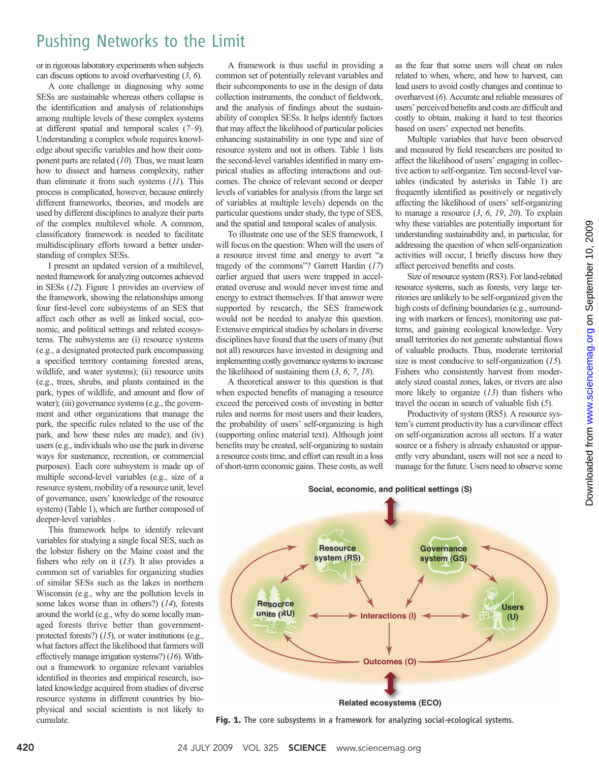or in rigorous laboratory experiments when subjects can discuss options to avoid overharvesting (3, 6).

A core challenge in diagnosing why some SESs are sustainable whereas others collapse is the identification and analysis of relationships among multiple levels of these complex systems at different spatial and temporal scales (7–9). Understanding a complex whole requires knowledge about specific variables and how their component parts are related (10). Thus, we must learn how to dissect and harness complexity, rather than eliminate it from such systems (11). This process is complicated, however, because entirely different frameworks, theories, and models are used by different disciplines to analyze their parts of the complex multilevel whole. A common, classificatory framework is needed to facilitate multidisciplinary efforts toward a better understanding of complex SESs.

I present an updated version of a multilevel, nested framework for analyzing outcomes achieved in SESs (12). Figure 1 provides an overview of the framework, showing the relationships among four first-level core subsystems of an SES that affect each other as well as linked social, economic, and political settings and related ecosystems. The subsystems are (i) resource systems (e.g., a designated protected park encompassing a specified territory containing forested areas, wildlife, and water systems); (ii) resource units (e.g., trees, shrubs, and plants contained in the park, types of wildlife, and amount and flow of water); (iii) governance systems (e.g., the government and other organizations that manage the park, the specific rules related to the use of the park, and how these rules are made); and (iv) users (e.g., individuals who use the park in diverse ways for sustenance, recreation, or commercial purposes). Each core subsystem is made up of multiple second-level variables (e.g., size of a resource system, mobility of a resource unit, level of governance, users' knowledge of the resource system) (Table 1), which are further composed of deeper-level variables .

This framework helps to identify relevant variables for studying a single focal SES, such as the lobster fishery on the Maine coast and the fishers who rely on it (13). It also provides a common set of variables for organizing studies of similar SESs such as the lakes in northern Wisconsin (e.g., why are the pollution levels in some lakes worse than in others?) (14), forests around the world (e.g., why do some locally managed forests thrive better than government-protected forests?) (15), or water institutions (e.g., what factors affect the likelihood that farmers will effectively manage irrigation systems?) (16). Without a framework to organize relevant variables identified in theories and empirical research, isolated knowledge acquired from studies of diverse resource systems in different countries by biophysical and social scientists is not likely to cumulate.

A framework is thus useful in providing a common set of potentially relevant variables and their subcomponents to use in the design of data collection instruments, the conduct of fieldwork, and the analysis of findings about the sustainability of complex SESs. It helps identify factors that may affect the likelihood of particular policies enhancing sustainability in one type and size of resource system and not in others. Table 1 lists the second-level variables identified in many empirical studies as affecting interactions and outcomes. The choice of relevant second or deeper levels of variables for analysis (from the large set of variables at multiple levels) depends on the particular questions under study, the type of SES, and the spatial and temporal scales of analysis.

To illustrate one use of the SES framework, I will focus on the question: When will the users of a resource invest time and energy to avert "a tragedy of the commons"? Garrett Hardin (17) earlier argued that users were trapped in accelerated overuse and would never invest time and energy to extract themselves. If that answer were supported by research, the SES framework would not be needed to analyze this question. Extensive empirical studies by scholars in diverse disciplines have found that the users of many (but not all) resources have invested in designing and implementing costly governance systems to increase the likelihood of sustaining them (3, 6, 7, 18).

A theoretical answer to this question is that when expected benefits of managing a resource exceed the perceived costs of investing in better rules and norms for most users and their leaders, the probability of users' self-organizing is high (supporting online material text). Although joint benefits may be created, self-organizing to sustain a resource costs time, and effort can result in a loss of short-term economic gains. These costs, as well as the fear that some users will cheat on rules related to when, where, and how to harvest, can lead users to avoid costly changes and continue to overharvest (6). Accurate and reliable measures of users' perceived benefits and costs are difficult and costly to obtain, making it hard to test theories based on users' expected net benefits.

Multiple variables that have been observed and measured by field researchers are posited to affect the likelihood of users' engaging in collective action to self-organize. Ten second-level variables (indicated by asterisks in Table 1) are frequently identified as positively or negatively affecting the likelihood of users' self-organizing to manage a resource (3, 6, 19, 20). To explain why these variables are potentially important for understanding sustainability and, in particular, for addressing the question of when self-organization activities will occur, I briefly discuss how they affect perceived benefits and costs.

Size of resource system (RS3). For land-related resource systems, such as forests, very large territories are unlikely to be self-organized given the high costs of defining boundaries (e.g., surrounding with markers or fences), monitoring use patterns, and gaining ecological knowledge. Very small territories do not generate substantial flows of valuable products. Thus, moderate territorial size is most conducive to self-organization (15). Fishers who consistently harvest from moderately sized coastal zones, lakes, or rivers are also more likely to organize (13) than fishers who travel the ocean in search of valuable fish (5).

Productivity of system (RS5). A resource system's current productivity has a curvilinear effect on self-organization across all sectors. If a water source or a fishery is already exhausted or apparently very abundant, users will not see a need to manage for the future. Users need to observe some

Social, economic, and political settings (S)

Resource system (RS)

Governance system (GS)

Resource units (RU)

Interactions (I)

Users (U)

Outcomes (O)

Related ecosystems (ECO)

**Fig. 1.** The core subsystems in a framework for analyzing social-ecological systems.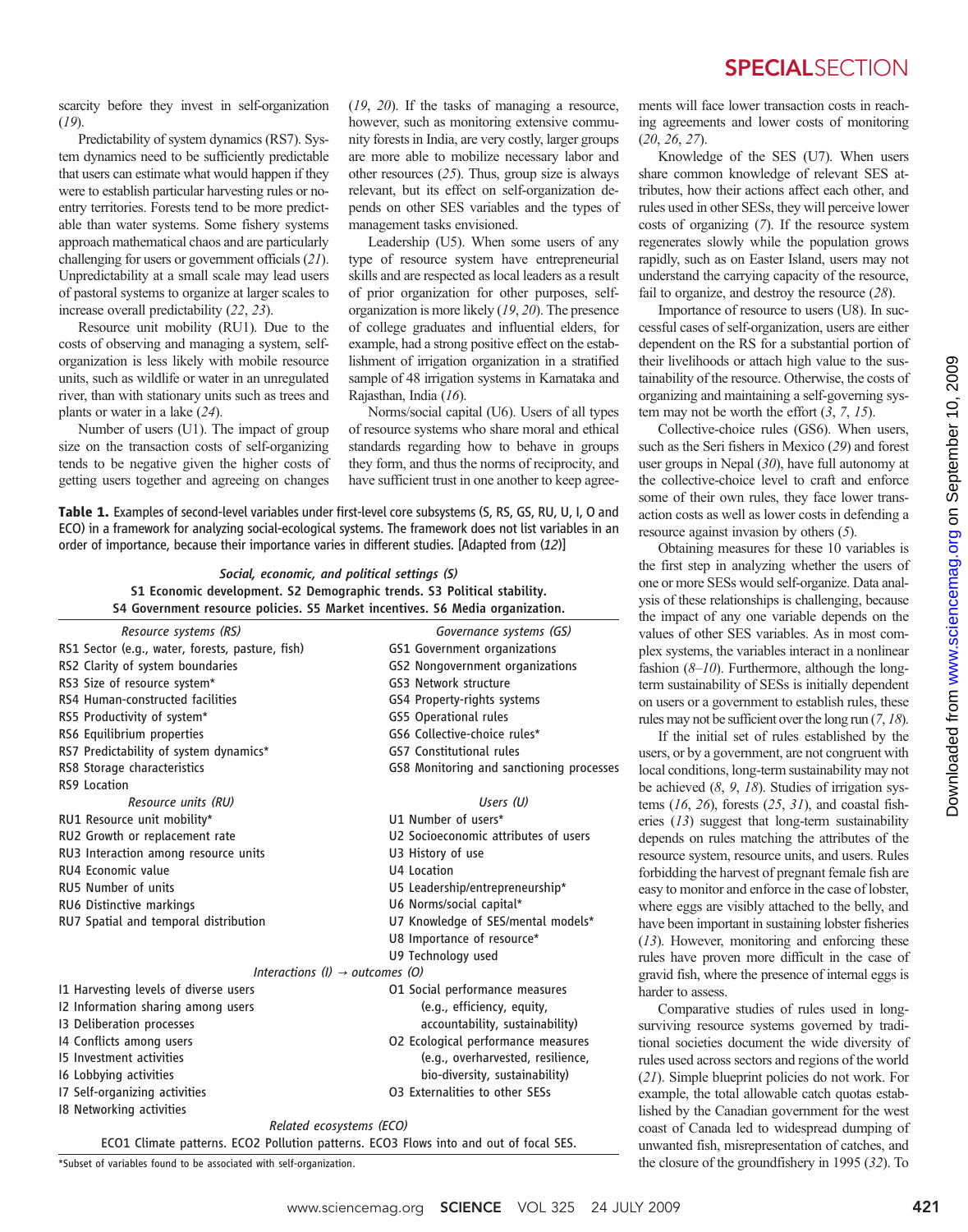scarcity before they invest in self-organization (19).

Predictability of system dynamics (RS7). System dynamics need to be sufficiently predictable that users can estimate what would happen if they were to establish particular harvesting rules or no-entry territories. Forests tend to be more predictable than water systems. Some fishery systems approach mathematical chaos and are particularly challenging for users or government officials (21). Unpredictability at a small scale may lead users of pastoral systems to organize at larger scales to increase overall predictability (22, 23).

Resource unit mobility (RU1). Due to the costs of observing and managing a system, self-organization is less likely with mobile resource units, such as wildlife or water in an unregulated river, than with stationary units such as trees and plants or water in a lake (24).

Number of users (U1). The impact of group size on the transaction costs of self-organizing tends to be negative given the higher costs of getting users together and agreeing on changes (19, 20). If the tasks of managing a resource, however, such as monitoring extensive community forests in India, are very costly, larger groups are more able to mobilize necessary labor and other resources (25). Thus, group size is always relevant, but its effect on self-organization depends on other SES variables and the types of management tasks envisioned.

Leadership (U5). When some users of any type of resource system have entrepreneurial skills and are respected as local leaders as a result of prior organization for other purposes, self-organization is more likely (19, 20). The presence of college graduates and influential elders, for example, had a strong positive effect on the establishment of irrigation organization in a stratified sample of 48 irrigation systems in Karnataka and Rajasthan, India (16).

Norms/social capital (U6). Users of all types of resource systems who share moral and ethical standards regarding how to behave in groups they form, and thus the norms of reciprocity, and have sufficient trust in one another to keep agreements will face lower transaction costs in reaching agreements and lower costs of monitoring (20, 26, 27).

Knowledge of the SES (U7). When users share common knowledge of relevant SES attributes, how their actions affect each other, and rules used in other SESs, they will perceive lower costs of organizing (7). If the resource system regenerates slowly while the population grows rapidly, such as on Easter Island, users may not understand the carrying capacity of the resource, fail to organize, and destroy the resource (28).

Importance of resource to users (U8). In successful cases of self-organization, users are either dependent on the RS for a substantial portion of their livelihoods or attach high value to the sustainability of the resource. Otherwise, the costs of organizing and maintaining a self-governing system may not be worth the effort (3, 7, 15).

Collective-choice rules (GS6). When users, such as the Seri fishers in Mexico (29) and forest user groups in Nepal (30), have full autonomy at the collective-choice level to craft and enforce some of their own rules, they face lower transaction costs as well as lower costs in defending a resource against invasion by others (5).

Obtaining measures for these 10 variables is the first step in analyzing whether the users of one or more SESs would self-organize. Data analysis of these relationships is challenging, because the impact of any one variable depends on the values of other SES variables. As in most complex systems, the variables interact in a nonlinear fashion (8–10). Furthermore, although the long-term sustainability of SESs is initially dependent on users or a government to establish rules, these rules may not be sufficient over the long run (7, 18).

If the initial set of rules established by the users, or by a government, are not congruent with local conditions, long-term sustainability may not be achieved (8, 9, 18). Studies of irrigation systems (16, 26), forests (25, 31), and coastal fisheries (13) suggest that long-term sustainability depends on rules matching the attributes of the resource system, resource units, and users. Rules forbidding the harvest of pregnant female fish are easy to monitor and enforce in the case of lobster, where eggs are visibly attached to the belly, and have been important in sustaining lobster fisheries (13). However, monitoring and enforcing these rules have proven more difficult in the case of gravid fish, where the presence of internal eggs is harder to assess.

Comparative studies of rules used in long-surviving resource systems governed by traditional societies document the wide diversity of rules used across sectors and regions of the world (21). Simple blueprint policies do not work. For example, the total allowable catch quotas established by the Canadian government for the west coast of Canada led to widespread dumping of unwanted fish, misrepresentation of catches, and the closure of the groundfishery in 1995 (32). To

**Table 1.** Examples of second-level variables under first-level core subsystems (S, RS, GS, RU, U, I, O and ECO) in a framework for analyzing social-ecological systems. The framework does not list variables in an order of importance, because their importance varies in different studies. [Adapted from (12)]

| *Social, economic, and political settings (S)* | |
|---|---|
| S1 Economic development. S2 Demographic trends. S3 Political stability. S4 Government resource policies. S5 Market incentives. S6 Media organization. | |
| *Resource systems (RS)* | *Governance systems (GS)* |
| RS1 Sector (e.g., water, forests, pasture, fish) | GS1 Government organizations |
| RS2 Clarity of system boundaries | GS2 Nongovernment organizations |
| RS3 Size of resource system* | GS3 Network structure |
| RS4 Human-constructed facilities | GS4 Property-rights systems |
| RS5 Productivity of system* | GS5 Operational rules |
| RS6 Equilibrium properties | GS6 Collective-choice rules* |
| RS7 Predictability of system dynamics* | GS7 Constitutional rules |
| RS8 Storage characteristics | GS8 Monitoring and sanctioning processes |
| RS9 Location | |
| *Resource units (RU)* | *Users (U)* |
| RU1 Resource unit mobility* | U1 Number of users* |
| RU2 Growth or replacement rate | U2 Socioeconomic attributes of users |
| RU3 Interaction among resource units | U3 History of use |
| RU4 Economic value | U4 Location |
| RU5 Number of units | U5 Leadership/entrepreneurship* |
| RU6 Distinctive markings | U6 Norms/social capital* |
| RU7 Spatial and temporal distribution | U7 Knowledge of SES/mental models* |
| | U8 Importance of resource* |
| | U9 Technology used |
| *Interactions (I) → outcomes (O)* | |
| I1 Harvesting levels of diverse users | O1 Social performance measures (e.g., efficiency, equity, accountability, sustainability) |
| I2 Information sharing among users | |
| I3 Deliberation processes | |
| I4 Conflicts among users | O2 Ecological performance measures (e.g., overharvested, resilience, bio-diversity, sustainability) |
| I5 Investment activities | |
| I6 Lobbying activities | |
| I7 Self-organizing activities | O3 Externalities to other SESs |
| I8 Networking activities | |
| *Related ecosystems (ECO)* | |
| ECO1 Climate patterns. ECO2 Pollution patterns. ECO3 Flows into and out of focal SES. | |

*Subset of variables found to be associated with self-organization.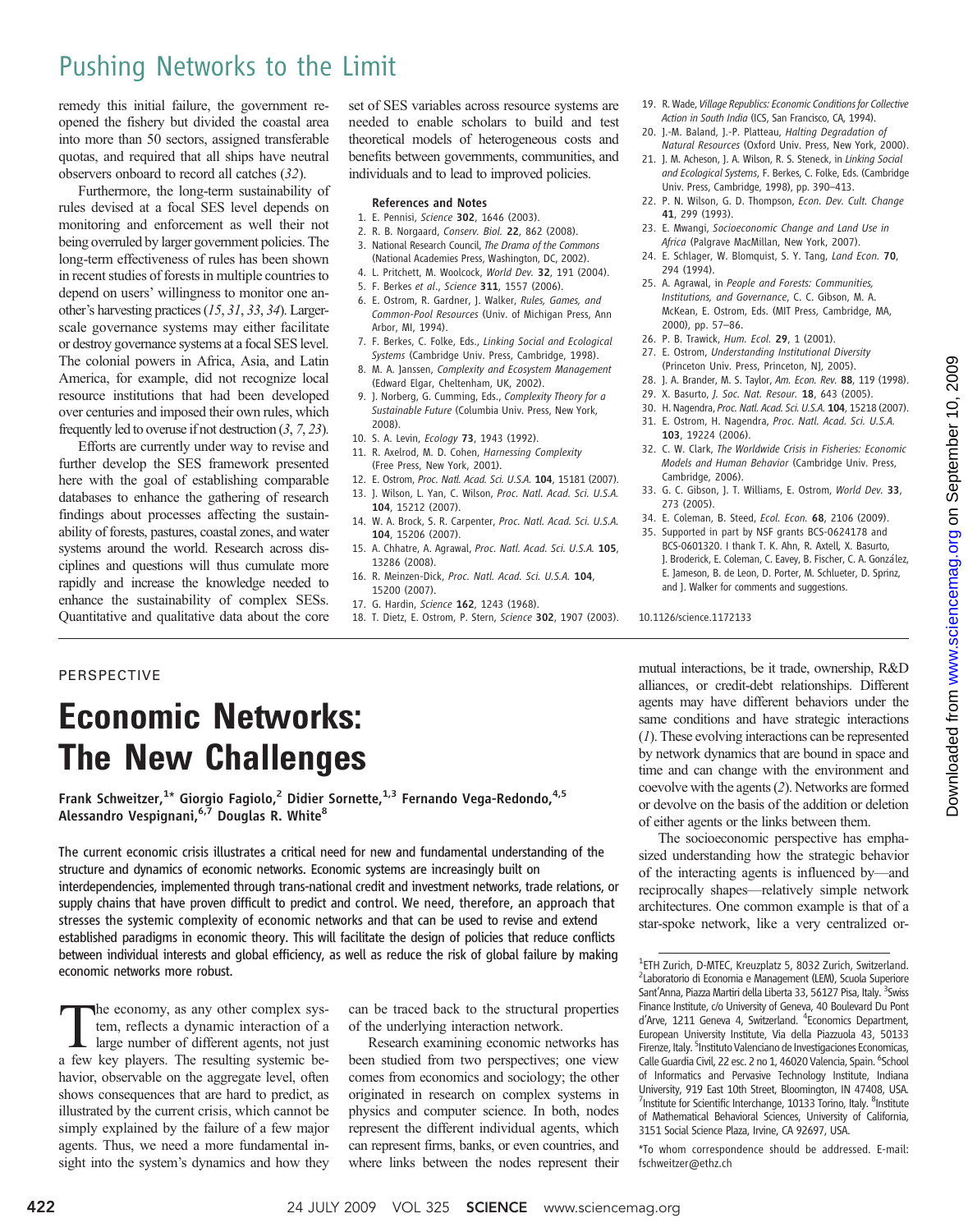remedy this initial failure, the government reopened the fishery but divided the coastal area into more than 50 sectors, assigned transferable quotas, and required that all ships have neutral observers onboard to record all catches (*32*).

Furthermore, the long-term sustainability of rules devised at a focal SES level depends on monitoring and enforcement as well their not being overruled by larger government policies. The long-term effectiveness of rules has been shown in recent studies of forests in multiple countries to depend on users' willingness to monitor one another's harvesting practices (*15*, *31*, *33*, *34*). Larger-scale governance systems may either facilitate or destroy governance systems at a focal SES level. The colonial powers in Africa, Asia, and Latin America, for example, did not recognize local resource institutions that had been developed over centuries and imposed their own rules, which frequently led to overuse if not destruction (*3*, *7*, *23*).

Efforts are currently under way to revise and further develop the SES framework presented here with the goal of establishing comparable databases to enhance the gathering of research findings about processes affecting the sustainability of forests, pastures, coastal zones, and water systems around the world. Research across disciplines and questions will thus cumulate more rapidly and increase the knowledge needed to enhance the sustainability of complex SESs. Quantitative and qualitative data about the core set of SES variables across resource systems are needed to enable scholars to build and test theoretical models of heterogeneous costs and benefits between governments, communities, and individuals and to lead to improved policies.

**References and Notes**

1. E. Pennisi, *Science* **302**, 1646 (2003).
2. R. B. Norgaard, *Conserv. Biol.* **22**, 862 (2008).
3. National Research Council, *The Drama of the Commons* (National Academies Press, Washington, DC, 2002).
4. L. Pritchett, M. Woolcock, *World Dev.* **32**, 191 (2004).
5. F. Berkes *et al.*, *Science* **311**, 1557 (2006).
6. E. Ostrom, R. Gardner, J. Walker, *Rules, Games, and Common-Pool Resources* (Univ. of Michigan Press, Ann Arbor, MI, 1994).
7. F. Berkes, C. Folke, Eds., *Linking Social and Ecological Systems* (Cambridge Univ. Press, Cambridge, 1998).
8. M. A. Janssen, *Complexity and Ecosystem Management* (Edward Elgar, Cheltenham, UK, 2002).
9. J. Norberg, G. Cumming, Eds., *Complexity Theory for a Sustainable Future* (Columbia Univ. Press, New York, 2008).
10. S. A. Levin, *Ecology* **73**, 1943 (1992).
11. R. Axelrod, M. D. Cohen, *Harnessing Complexity* (Free Press, New York, 2001).
12. E. Ostrom, *Proc. Natl. Acad. Sci. U.S.A.* **104**, 15181 (2007).
13. J. Wilson, L. Yan, C. Wilson, *Proc. Natl. Acad. Sci. U.S.A.* **104**, 15212 (2007).
14. W. A. Brock, S. R. Carpenter, *Proc. Natl. Acad. Sci. U.S.A.* **104**, 15206 (2007).
15. A. Chhatre, A. Agrawal, *Proc. Natl. Acad. Sci. U.S.A.* **105**, 13286 (2008).
16. R. Meinzen-Dick, *Proc. Natl. Acad. Sci. U.S.A.* **104**, 15200 (2007).
17. G. Hardin, *Science* **162**, 1243 (1968).
18. T. Dietz, E. Ostrom, P. Stern, *Science* **302**, 1907 (2003).
19. R. Wade, *Village Republics: Economic Conditions for Collective Action in South India* (ICS, San Francisco, CA, 1994).
20. J.-M. Baland, J.-P. Platteau, *Halting Degradation of Natural Resources* (Oxford Univ. Press, New York, 2000).
21. J. M. Acheson, J. A. Wilson, R. S. Steneck, in *Linking Social and Ecological Systems*, F. Berkes, C. Folke, Eds. (Cambridge Univ. Press, Cambridge, 1998), pp. 390–413.
22. P. N. Wilson, G. D. Thompson, *Econ. Dev. Cult. Change* **41**, 299 (1993).
23. E. Mwangi, *Socioeconomic Change and Land Use in Africa* (Palgrave MacMillan, New York, 2007).
24. E. Schlager, W. Blomquist, S. Y. Tang, *Land Econ.* **70**, 294 (1994).
25. A. Agrawal, in *People and Forests: Communities, Institutions, and Governance*, C. C. Gibson, M. A. McKean, E. Ostrom, Eds. (MIT Press, Cambridge, MA, 2000), pp. 57–86.
26. P. B. Trawick, *Hum. Ecol.* **29**, 1 (2001).
27. E. Ostrom, *Understanding Institutional Diversity* (Princeton Univ. Press, Princeton, NJ, 2005).
28. J. A. Brander, M. S. Taylor, *Am. Econ. Rev.* **88**, 119 (1998).
29. X. Basurto, *J. Soc. Nat. Resour.* **18**, 643 (2005).
30. H. Nagendra, *Proc. Natl. Acad. Sci. U.S.A.* **104**, 15218 (2007).
31. E. Ostrom, H. Nagendra, *Proc. Natl. Acad. Sci. U.S.A.* **103**, 19224 (2006).
32. C. W. Clark, *The Worldwide Crisis in Fisheries: Economic Models and Human Behavior* (Cambridge Univ. Press, Cambridge, 2006).
33. G. C. Gibson, J. T. Williams, E. Ostrom, *World Dev.* **33**, 273 (2005).
34. E. Coleman, B. Steed, *Ecol. Econ.* **68**, 2106 (2009).
35. Supported in part by NSF grants BCS-0624178 and BCS-0601320. I thank T. K. Ahn, R. Axtell, X. Basurto, J. Broderick, E. Coleman, C. Eavey, B. Fischer, C. A. González, E. Jameson, B. de Leon, D. Porter, M. Schlueter, D. Sprinz, and J. Walker for comments and suggestions.

10.1126/science.1172133

PERSPECTIVE

# Economic Networks: The New Challenges

**Frank Schweitzer,[1]* Giorgio Fagiolo,[2] Didier Sornette,[1,3] Fernando Vega-Redondo,[4,5] Alessandro Vespignani,[6,7] Douglas R. White[8]**

**The current economic crisis illustrates a critical need for new and fundamental understanding of the structure and dynamics of economic networks. Economic systems are increasingly built on interdependencies, implemented through trans-national credit and investment networks, trade relations, or supply chains that have proven difficult to predict and control. We need, therefore, an approach that stresses the systemic complexity of economic networks and that can be used to revise and extend established paradigms in economic theory. This will facilitate the design of policies that reduce conflicts between individual interests and global efficiency, as well as reduce the risk of global failure by making economic networks more robust.**

The economy, as any other complex system, reflects a dynamic interaction of a large number of different agents, not just a few key players. The resulting systemic behavior, observable on the aggregate level, often shows consequences that are hard to predict, as illustrated by the current crisis, which cannot be simply explained by the failure of a few major agents. Thus, we need a more fundamental insight into the system's dynamics and how they can be traced back to the structural properties of the underlying interaction network.

Research examining economic networks has been studied from two perspectives; one view comes from economics and sociology; the other originated in research on complex systems in physics and computer science. In both, nodes represent the different individual agents, which can represent firms, banks, or even countries, and where links between the nodes represent their mutual interactions, be it trade, ownership, R&D alliances, or credit-debt relationships. Different agents may have different behaviors under the same conditions and have strategic interactions (*1*). These evolving interactions can be represented by network dynamics that are bound in space and time and can change with the environment and coevolve with the agents (*2*). Networks are formed or devolve on the basis of the addition or deletion of either agents or the links between them.

The socioeconomic perspective has emphasized understanding how the strategic behavior of the interacting agents is influenced by—and reciprocally shapes—relatively simple network architectures. One common example is that of a star-spoke network, like a very centralized or-

[1]ETH Zurich, D-MTEC, Kreuzplatz 5, 8032 Zurich, Switzerland. [2]Laboratorio di Economia e Management (LEM), Scuola Superiore Sant'Anna, Piazza Martiri della Libertà 33, 56127 Pisa, Italy. [3]Swiss Finance Institute, c/o University of Geneva, 40 Boulevard Du Pont d'Arve, 1211 Geneva 4, Switzerland. [4]Economics Department, European University Institute, Via della Piazzuola 43, 50133 Firenze, Italy. [5]Instituto Valenciano de Investigaciones Economicas, Calle Guardia Civil, 22 esc. 2 no 1, 46020 Valencia, Spain. [6]School of Informatics and Pervasive Technology Institute, Indiana University, 919 East 10th Street, Bloomington, IN 47408, USA. [7]Institute for Scientific Interchange, 10133 Torino, Italy. [8]Institute of Mathematical Behavioral Sciences, University of California, 3151 Social Science Plaza, Irvine, CA 92697, USA.

*To whom correspondence should be addressed. E-mail: fschweitzer@ethz.ch